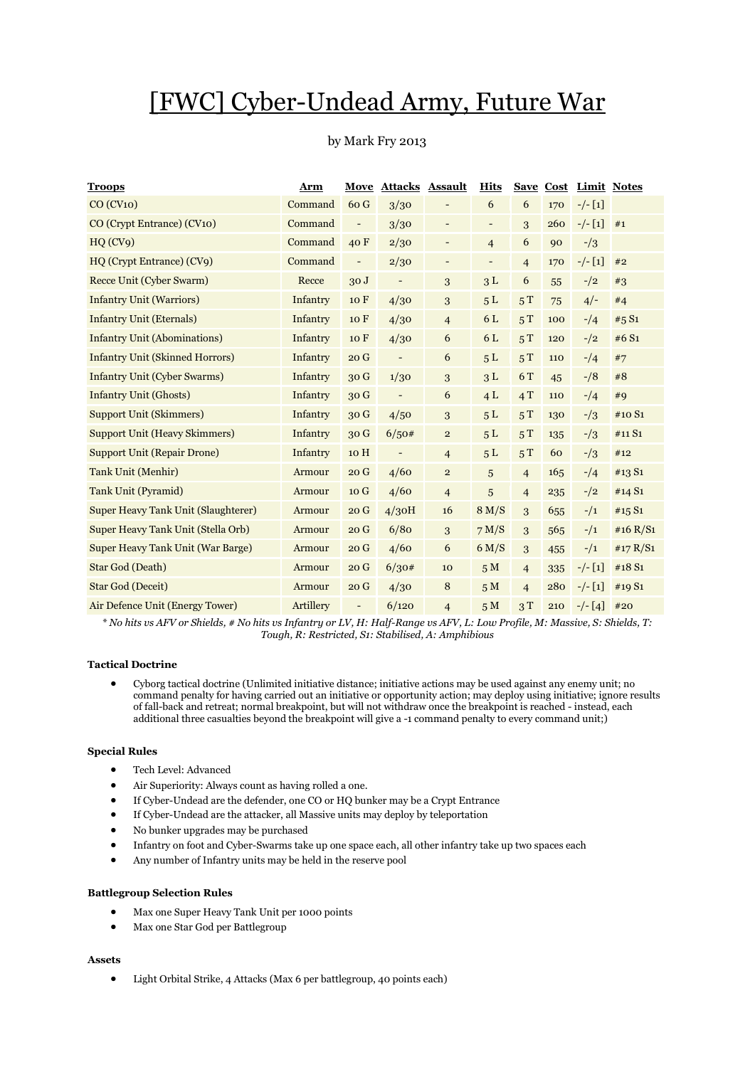# [FWC] Cyber-Undead Army, Future War

by Mark Fry 2013

| Troops | Arm | Move | Attacks | Assault | Hits | Save | Cost | Limit | Notes |
|---|---|---|---|---|---|---|---|---|---|
| CO (CV10) | Command | 60 G | 3/30 | - | 6 | 6 | 170 | -/- [1] | |
| CO (Crypt Entrance) (CV10) | Command | - | 3/30 | - | - | 3 | 260 | -/- [1] | #1 |
| HQ (CV9) | Command | 40 F | 2/30 | - | 4 | 6 | 90 | -/3 | |
| HQ (Crypt Entrance) (CV9) | Command | - | 2/30 | - | - | 4 | 170 | -/- [1] | #2 |
| Recce Unit (Cyber Swarm) | Recce | 30 J | - | 3 | 3 L | 6 | 55 | -/2 | #3 |
| Infantry Unit (Warriors) | Infantry | 10 F | 4/30 | 3 | 5 L | 5 T | 75 | 4/- | #4 |
| Infantry Unit (Eternals) | Infantry | 10 F | 4/30 | 4 | 6 L | 5 T | 100 | -/4 | #5 S1 |
| Infantry Unit (Abominations) | Infantry | 10 F | 4/30 | 6 | 6 L | 5 T | 120 | -/2 | #6 S1 |
| Infantry Unit (Skinned Horrors) | Infantry | 20 G | - | 6 | 5 L | 5 T | 110 | -/4 | #7 |
| Infantry Unit (Cyber Swarms) | Infantry | 30 G | 1/30 | 3 | 3 L | 6 T | 45 | -/8 | #8 |
| Infantry Unit (Ghosts) | Infantry | 30 G | - | 6 | 4 L | 4 T | 110 | -/4 | #9 |
| Support Unit (Skimmers) | Infantry | 30 G | 4/50 | 3 | 5 L | 5 T | 130 | -/3 | #10 S1 |
| Support Unit (Heavy Skimmers) | Infantry | 30 G | 6/50# | 2 | 5 L | 5 T | 135 | -/3 | #11 S1 |
| Support Unit (Repair Drone) | Infantry | 10 H | - | 4 | 5 L | 5 T | 60 | -/3 | #12 |
| Tank Unit (Menhir) | Armour | 20 G | 4/60 | 2 | 5 | 4 | 165 | -/4 | #13 S1 |
| Tank Unit (Pyramid) | Armour | 10 G | 4/60 | 4 | 5 | 4 | 235 | -/2 | #14 S1 |
| Super Heavy Tank Unit (Slaughterer) | Armour | 20 G | 4/30H | 16 | 8 M/S | 3 | 655 | -/1 | #15 S1 |
| Super Heavy Tank Unit (Stella Orb) | Armour | 20 G | 6/80 | 3 | 7 M/S | 3 | 565 | -/1 | #16 R/S1 |
| Super Heavy Tank Unit (War Barge) | Armour | 20 G | 4/60 | 6 | 6 M/S | 3 | 455 | -/1 | #17 R/S1 |
| Star God (Death) | Armour | 20 G | 6/30# | 10 | 5 M | 4 | 335 | -/- [1] | #18 S1 |
| Star God (Deceit) | Armour | 20 G | 4/30 | 8 | 5 M | 4 | 280 | -/- [1] | #19 S1 |
| Air Defence Unit (Energy Tower) | Artillery | - | 6/120 | 4 | 5 M | 3 T | 210 | -/- [4] | #20 |

*\* No hits vs AFV or Shields, # No hits vs Infantry or LV, H: Half-Range vs AFV, L: Low Profile, M: Massive, S: Shields, T: Tough, R: Restricted, S1: Stabilised, A: Amphibious*

**Tactical Doctrine**

- Cyborg tactical doctrine (Unlimited initiative distance; initiative actions may be used against any enemy unit; no command penalty for having carried out an initiative or opportunity action; may deploy using initiative; ignore results of fall-back and retreat; normal breakpoint, but will not withdraw once the breakpoint is reached - instead, each additional three casualties beyond the breakpoint will give a -1 command penalty to every command unit;)

**Special Rules**

- Tech Level: Advanced
- Air Superiority: Always count as having rolled a one.
- If Cyber-Undead are the defender, one CO or HQ bunker may be a Crypt Entrance
- If Cyber-Undead are the attacker, all Massive units may deploy by teleportation
- No bunker upgrades may be purchased
- Infantry on foot and Cyber-Swarms take up one space each, all other infantry take up two spaces each
- Any number of Infantry units may be held in the reserve pool

**Battlegroup Selection Rules**

- Max one Super Heavy Tank Unit per 1000 points
- Max one Star God per Battlegroup

**Assets**

- Light Orbital Strike, 4 Attacks (Max 6 per battlegroup, 40 points each)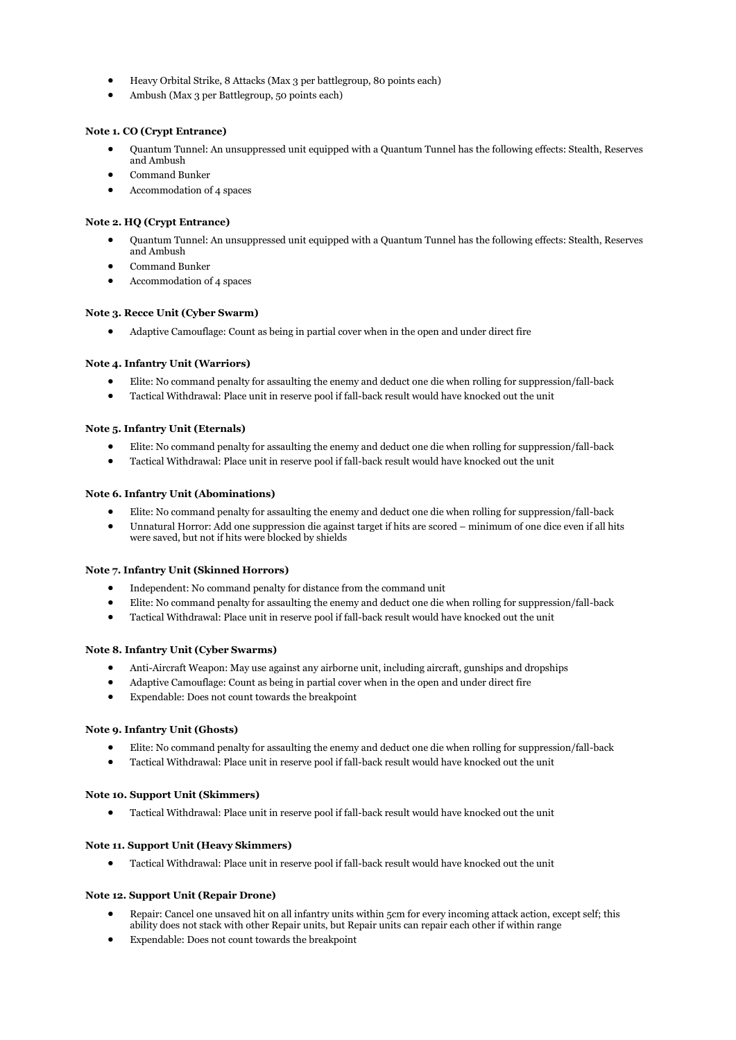- Heavy Orbital Strike, 8 Attacks (Max 3 per battlegroup, 80 points each)
- Ambush (Max 3 per Battlegroup, 50 points each)

**Note 1. CO (Crypt Entrance)**

- Quantum Tunnel: An unsuppressed unit equipped with a Quantum Tunnel has the following effects: Stealth, Reserves and Ambush
- Command Bunker
- Accommodation of 4 spaces

**Note 2. HQ (Crypt Entrance)**

- Quantum Tunnel: An unsuppressed unit equipped with a Quantum Tunnel has the following effects: Stealth, Reserves and Ambush
- Command Bunker
- Accommodation of 4 spaces

**Note 3. Recce Unit (Cyber Swarm)**

- Adaptive Camouflage: Count as being in partial cover when in the open and under direct fire

**Note 4. Infantry Unit (Warriors)**

- Elite: No command penalty for assaulting the enemy and deduct one die when rolling for suppression/fall-back
- Tactical Withdrawal: Place unit in reserve pool if fall-back result would have knocked out the unit

**Note 5. Infantry Unit (Eternals)**

- Elite: No command penalty for assaulting the enemy and deduct one die when rolling for suppression/fall-back
- Tactical Withdrawal: Place unit in reserve pool if fall-back result would have knocked out the unit

**Note 6. Infantry Unit (Abominations)**

- Elite: No command penalty for assaulting the enemy and deduct one die when rolling for suppression/fall-back
- Unnatural Horror: Add one suppression die against target if hits are scored – minimum of one dice even if all hits were saved, but not if hits were blocked by shields

**Note 7. Infantry Unit (Skinned Horrors)**

- Independent: No command penalty for distance from the command unit
- Elite: No command penalty for assaulting the enemy and deduct one die when rolling for suppression/fall-back
- Tactical Withdrawal: Place unit in reserve pool if fall-back result would have knocked out the unit

**Note 8. Infantry Unit (Cyber Swarms)**

- Anti-Aircraft Weapon: May use against any airborne unit, including aircraft, gunships and dropships
- Adaptive Camouflage: Count as being in partial cover when in the open and under direct fire
- Expendable: Does not count towards the breakpoint

**Note 9. Infantry Unit (Ghosts)**

- Elite: No command penalty for assaulting the enemy and deduct one die when rolling for suppression/fall-back
- Tactical Withdrawal: Place unit in reserve pool if fall-back result would have knocked out the unit

**Note 10. Support Unit (Skimmers)**

- Tactical Withdrawal: Place unit in reserve pool if fall-back result would have knocked out the unit

**Note 11. Support Unit (Heavy Skimmers)**

- Tactical Withdrawal: Place unit in reserve pool if fall-back result would have knocked out the unit

**Note 12. Support Unit (Repair Drone)**

- Repair: Cancel one unsaved hit on all infantry units within 5cm for every incoming attack action, except self; this ability does not stack with other Repair units, but Repair units can repair each other if within range
- Expendable: Does not count towards the breakpoint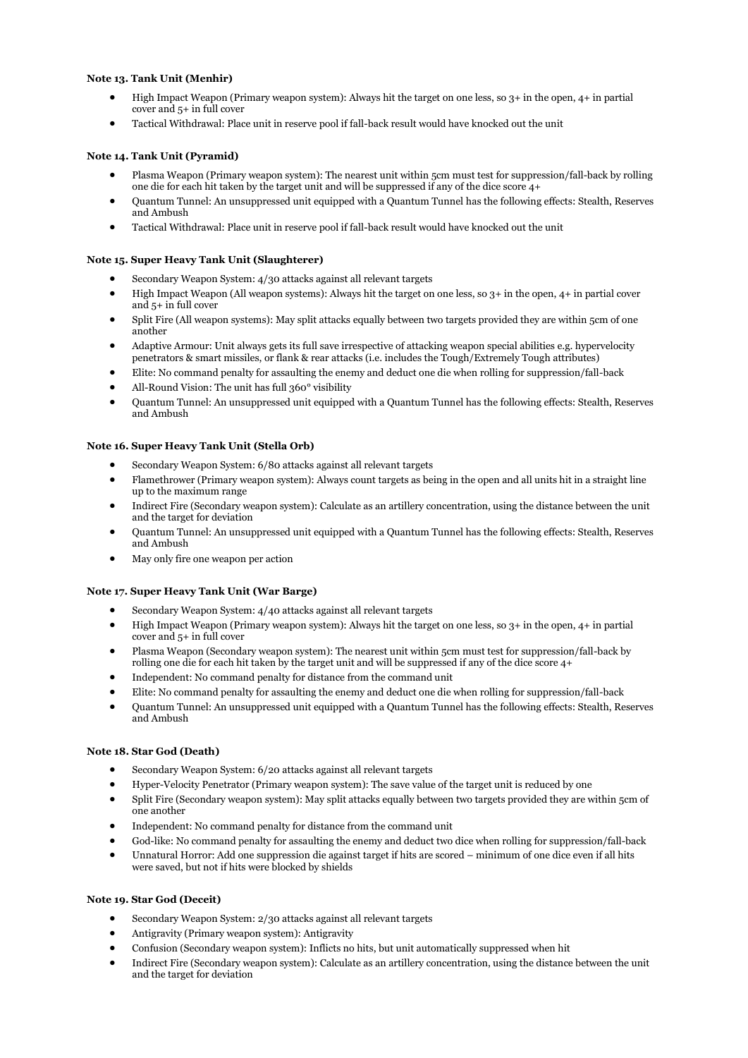#### Note 13. Tank Unit (Menhir)

- High Impact Weapon (Primary weapon system): Always hit the target on one less, so 3+ in the open, 4+ in partial cover and 5+ in full cover
- Tactical Withdrawal: Place unit in reserve pool if fall-back result would have knocked out the unit

#### Note 14. Tank Unit (Pyramid)

- Plasma Weapon (Primary weapon system): The nearest unit within 5cm must test for suppression/fall-back by rolling one die for each hit taken by the target unit and will be suppressed if any of the dice score 4+
- Quantum Tunnel: An unsuppressed unit equipped with a Quantum Tunnel has the following effects: Stealth, Reserves and Ambush
- Tactical Withdrawal: Place unit in reserve pool if fall-back result would have knocked out the unit

#### Note 15. Super Heavy Tank Unit (Slaughterer)

- Secondary Weapon System: 4/30 attacks against all relevant targets
- High Impact Weapon (All weapon systems): Always hit the target on one less, so 3+ in the open, 4+ in partial cover and 5+ in full cover
- Split Fire (All weapon systems): May split attacks equally between two targets provided they are within 5cm of one another
- Adaptive Armour: Unit always gets its full save irrespective of attacking weapon special abilities e.g. hypervelocity penetrators & smart missiles, or flank & rear attacks (i.e. includes the Tough/Extremely Tough attributes)
- Elite: No command penalty for assaulting the enemy and deduct one die when rolling for suppression/fall-back
- All-Round Vision: The unit has full 360° visibility
- Quantum Tunnel: An unsuppressed unit equipped with a Quantum Tunnel has the following effects: Stealth, Reserves and Ambush

#### Note 16. Super Heavy Tank Unit (Stella Orb)

- Secondary Weapon System: 6/80 attacks against all relevant targets
- Flamethrower (Primary weapon system): Always count targets as being in the open and all units hit in a straight line up to the maximum range
- Indirect Fire (Secondary weapon system): Calculate as an artillery concentration, using the distance between the unit and the target for deviation
- Quantum Tunnel: An unsuppressed unit equipped with a Quantum Tunnel has the following effects: Stealth, Reserves and Ambush
- May only fire one weapon per action

#### Note 17. Super Heavy Tank Unit (War Barge)

- Secondary Weapon System: 4/40 attacks against all relevant targets
- High Impact Weapon (Primary weapon system): Always hit the target on one less, so 3+ in the open, 4+ in partial cover and 5+ in full cover
- Plasma Weapon (Secondary weapon system): The nearest unit within 5cm must test for suppression/fall-back by rolling one die for each hit taken by the target unit and will be suppressed if any of the dice score 4+
- Independent: No command penalty for distance from the command unit
- Elite: No command penalty for assaulting the enemy and deduct one die when rolling for suppression/fall-back
- Quantum Tunnel: An unsuppressed unit equipped with a Quantum Tunnel has the following effects: Stealth, Reserves and Ambush

#### Note 18. Star God (Death)

- Secondary Weapon System: 6/20 attacks against all relevant targets
- Hyper-Velocity Penetrator (Primary weapon system): The save value of the target unit is reduced by one
- Split Fire (Secondary weapon system): May split attacks equally between two targets provided they are within 5cm of one another
- Independent: No command penalty for distance from the command unit
- God-like: No command penalty for assaulting the enemy and deduct two dice when rolling for suppression/fall-back
- Unnatural Horror: Add one suppression die against target if hits are scored – minimum of one dice even if all hits were saved, but not if hits were blocked by shields

#### Note 19. Star God (Deceit)

- Secondary Weapon System: 2/30 attacks against all relevant targets
- Antigravity (Primary weapon system): Antigravity
- Confusion (Secondary weapon system): Inflicts no hits, but unit automatically suppressed when hit
- Indirect Fire (Secondary weapon system): Calculate as an artillery concentration, using the distance between the unit and the target for deviation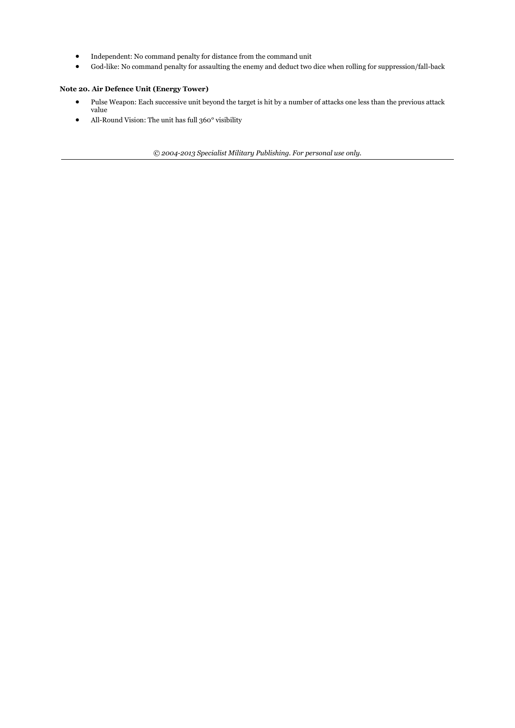- Independent: No command penalty for distance from the command unit
- God-like: No command penalty for assaulting the enemy and deduct two dice when rolling for suppression/fall-back

**Note 20. Air Defence Unit (Energy Tower)**

- Pulse Weapon: Each successive unit beyond the target is hit by a number of attacks one less than the previous attack value
- All-Round Vision: The unit has full 360° visibility

*© 2004-2013 Specialist Military Publishing. For personal use only.*